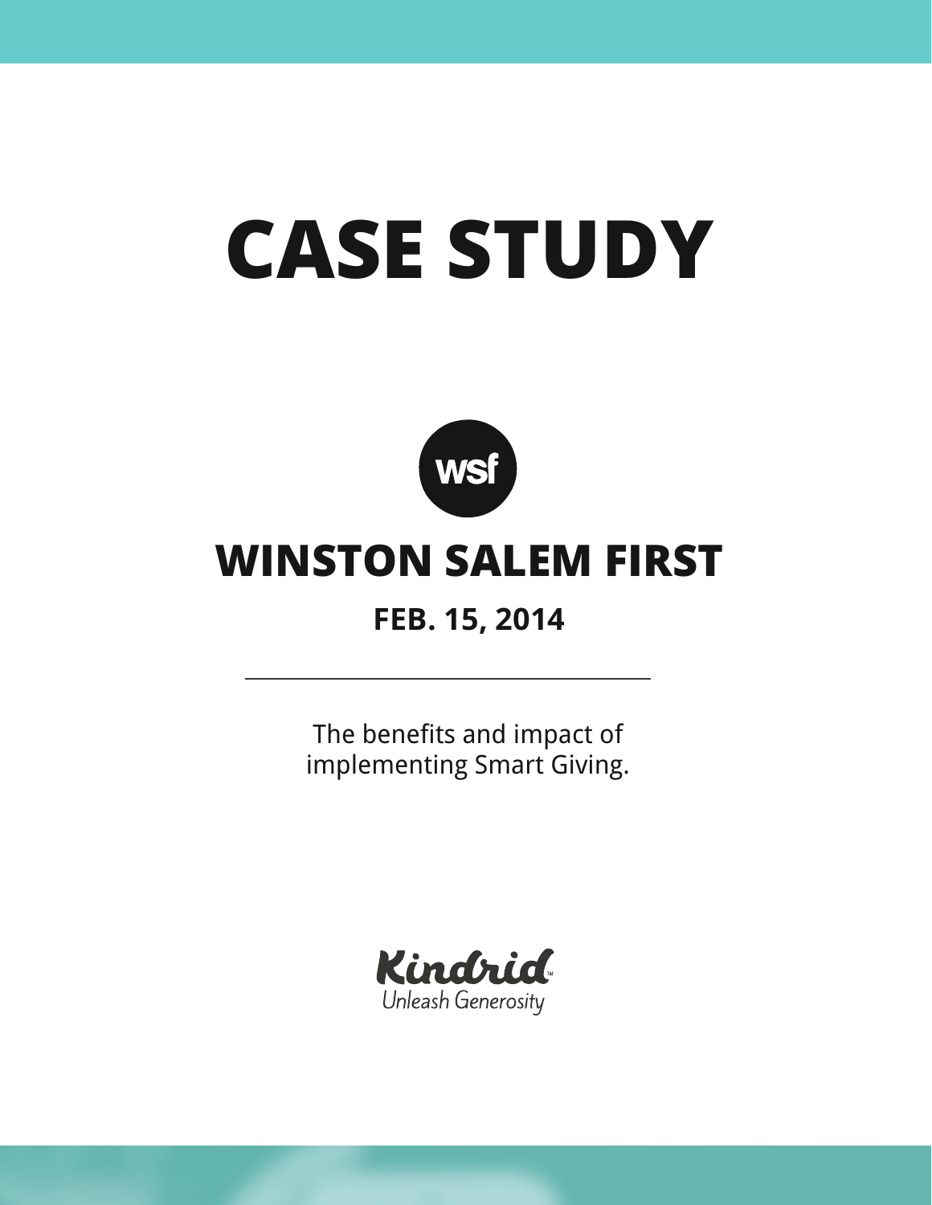# CASE STUDY

wsf

## WINSTON SALEM FIRST

### FEB. 15, 2014

---

The benefits and impact of implementing Smart Giving.

Kindrid™
*Unleash Generosity*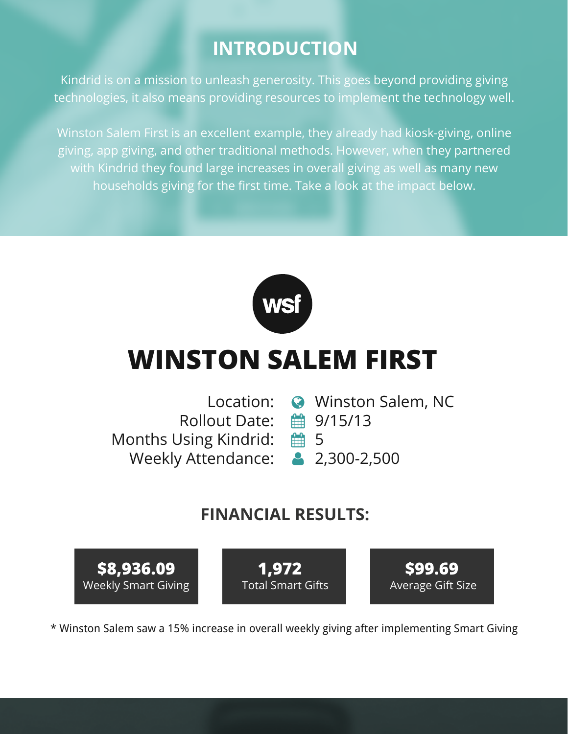## INTRODUCTION

Kindrid is on a mission to unleash generosity. This goes beyond providing giving technologies, it also means providing resources to implement the technology well.

Winston Salem First is an excellent example, they already had kiosk-giving, online giving, app giving, and other traditional methods. However, when they partnered with Kindrid they found large increases in overall giving as well as many new households giving for the first time. Take a look at the impact below.

wsf

# WINSTON SALEM FIRST

Location: Winston Salem, NC
Rollout Date: 9/15/13
Months Using Kindrid: 5
Weekly Attendance: 2,300-2,500

## FINANCIAL RESULTS:

**$8,936.09**
Weekly Smart Giving

**1,972**
Total Smart Gifts

**$99.69**
Average Gift Size

* Winston Salem saw a 15% increase in overall weekly giving after implementing Smart Giving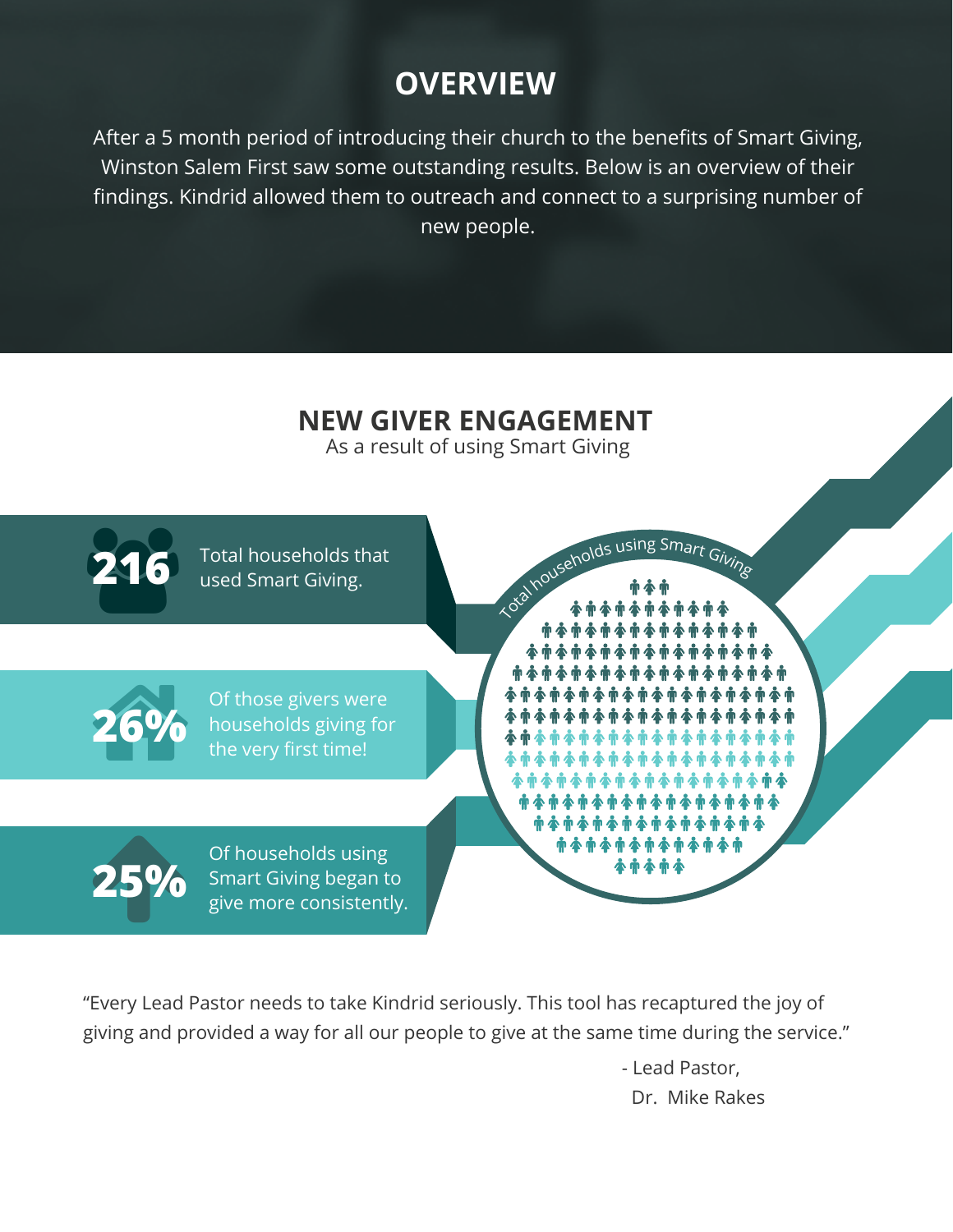# OVERVIEW

After a 5 month period of introducing their church to the benefits of Smart Giving, Winston Salem First saw some outstanding results. Below is an overview of their findings. Kindrid allowed them to outreach and connect to a surprising number of new people.

## NEW GIVER ENGAGEMENT

As a result of using Smart Giving

**216** Total households that used Smart Giving.

**26%** Of those givers were households giving for the very first time!

**25%** Of households using Smart Giving began to give more consistently.

Total households using Smart Giving

"Every Lead Pastor needs to take Kindrid seriously. This tool has recaptured the joy of giving and provided a way for all our people to give at the same time during the service."

- Lead Pastor,
  Dr. Mike Rakes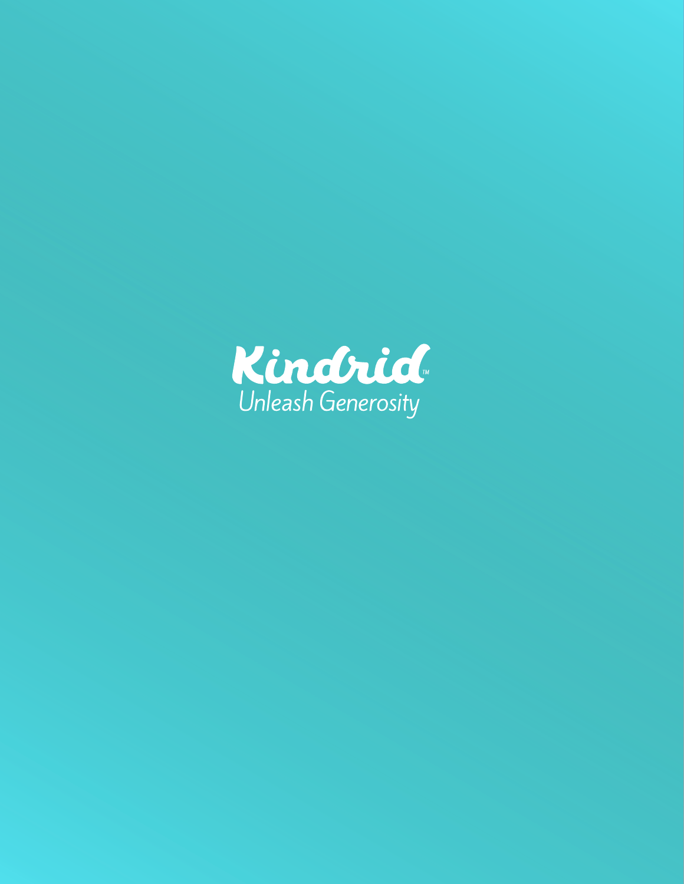Kindrid™

Unleash Generosity